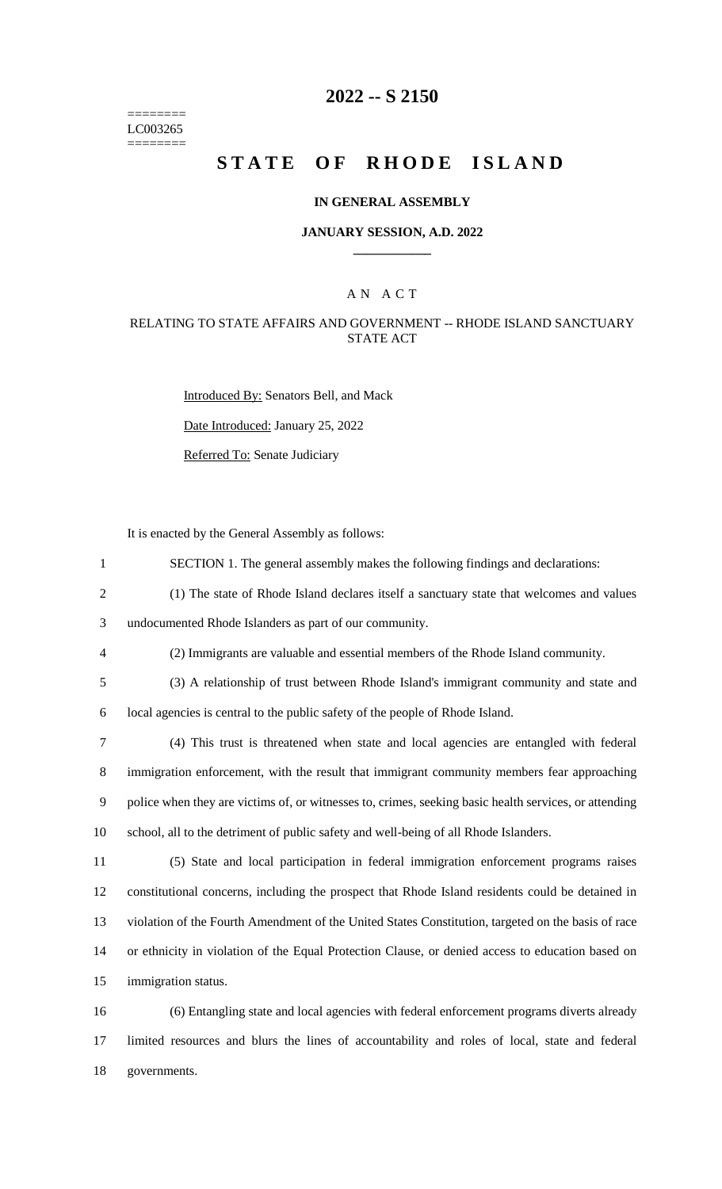========
LC003265
========

# 2022 -- S 2150

# STATE OF RHODE ISLAND

## IN GENERAL ASSEMBLY

### JANUARY SESSION, A.D. 2022

### A N A C T

RELATING TO STATE AFFAIRS AND GOVERNMENT -- RHODE ISLAND SANCTUARY STATE ACT

Introduced By: Senators Bell, and Mack

Date Introduced: January 25, 2022

Referred To: Senate Judiciary

It is enacted by the General Assembly as follows:

1 SECTION 1. The general assembly makes the following findings and declarations:

2 (1) The state of Rhode Island declares itself a sanctuary state that welcomes and values

3 undocumented Rhode Islanders as part of our community.

4 (2) Immigrants are valuable and essential members of the Rhode Island community.

5 (3) A relationship of trust between Rhode Island's immigrant community and state and

6 local agencies is central to the public safety of the people of Rhode Island.

7 (4) This trust is threatened when state and local agencies are entangled with federal

8 immigration enforcement, with the result that immigrant community members fear approaching

9 police when they are victims of, or witnesses to, crimes, seeking basic health services, or attending

10 school, all to the detriment of public safety and well-being of all Rhode Islanders.

11 (5) State and local participation in federal immigration enforcement programs raises

12 constitutional concerns, including the prospect that Rhode Island residents could be detained in

13 violation of the Fourth Amendment of the United States Constitution, targeted on the basis of race

14 or ethnicity in violation of the Equal Protection Clause, or denied access to education based on

15 immigration status.

16 (6) Entangling state and local agencies with federal enforcement programs diverts already

17 limited resources and blurs the lines of accountability and roles of local, state and federal

18 governments.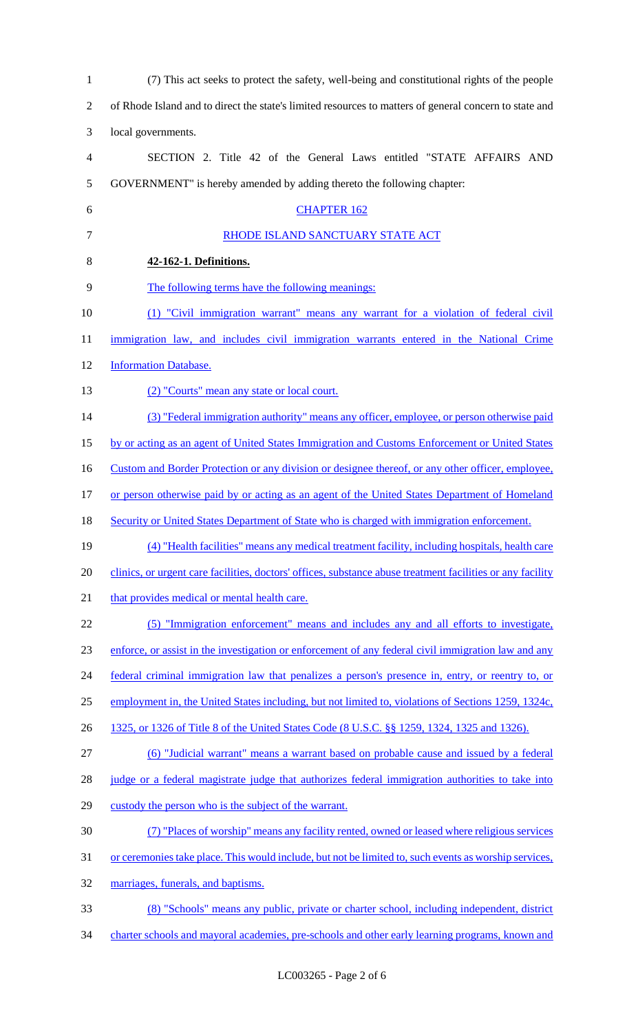(7) This act seeks to protect the safety, well-being and constitutional rights of the people of Rhode Island and to direct the state's limited resources to matters of general concern to state and local governments.

SECTION 2. Title 42 of the General Laws entitled "STATE AFFAIRS AND GOVERNMENT" is hereby amended by adding thereto the following chapter:

CHAPTER 162

RHODE ISLAND SANCTUARY STATE ACT

**42-162-1. Definitions.**

The following terms have the following meanings:

(1) "Civil immigration warrant" means any warrant for a violation of federal civil immigration law, and includes civil immigration warrants entered in the National Crime Information Database.

(2) "Courts" mean any state or local court.

(3) "Federal immigration authority" means any officer, employee, or person otherwise paid by or acting as an agent of United States Immigration and Customs Enforcement or United States Custom and Border Protection or any division or designee thereof, or any other officer, employee, or person otherwise paid by or acting as an agent of the United States Department of Homeland Security or United States Department of State who is charged with immigration enforcement.

(4) "Health facilities" means any medical treatment facility, including hospitals, health care clinics, or urgent care facilities, doctors' offices, substance abuse treatment facilities or any facility that provides medical or mental health care.

(5) "Immigration enforcement" means and includes any and all efforts to investigate, enforce, or assist in the investigation or enforcement of any federal civil immigration law and any federal criminal immigration law that penalizes a person's presence in, entry, or reentry to, or employment in, the United States including, but not limited to, violations of Sections 1259, 1324c, 1325, or 1326 of Title 8 of the United States Code (8 U.S.C. §§ 1259, 1324, 1325 and 1326).

(6) "Judicial warrant" means a warrant based on probable cause and issued by a federal judge or a federal magistrate judge that authorizes federal immigration authorities to take into custody the person who is the subject of the warrant.

(7) "Places of worship" means any facility rented, owned or leased where religious services or ceremonies take place. This would include, but not be limited to, such events as worship services, marriages, funerals, and baptisms.

(8) "Schools" means any public, private or charter school, including independent, district charter schools and mayoral academies, pre-schools and other early learning programs, known and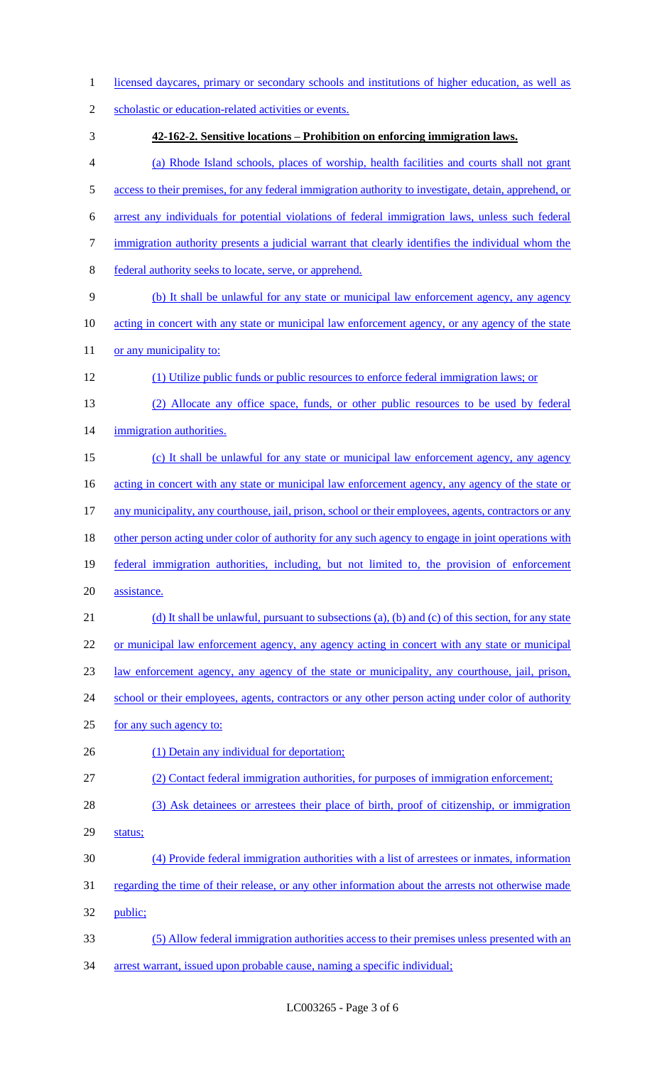licensed daycares, primary or secondary schools and institutions of higher education, as well as scholastic or education-related activities or events.

**42-162-2. Sensitive locations – Prohibition on enforcing immigration laws.**

(a) Rhode Island schools, places of worship, health facilities and courts shall not grant access to their premises, for any federal immigration authority to investigate, detain, apprehend, or arrest any individuals for potential violations of federal immigration laws, unless such federal immigration authority presents a judicial warrant that clearly identifies the individual whom the federal authority seeks to locate, serve, or apprehend.

(b) It shall be unlawful for any state or municipal law enforcement agency, any agency acting in concert with any state or municipal law enforcement agency, or any agency of the state or any municipality to:

(1) Utilize public funds or public resources to enforce federal immigration laws; or

(2) Allocate any office space, funds, or other public resources to be used by federal immigration authorities.

(c) It shall be unlawful for any state or municipal law enforcement agency, any agency acting in concert with any state or municipal law enforcement agency, any agency of the state or any municipality, any courthouse, jail, prison, school or their employees, agents, contractors or any other person acting under color of authority for any such agency to engage in joint operations with federal immigration authorities, including, but not limited to, the provision of enforcement assistance.

(d) It shall be unlawful, pursuant to subsections (a), (b) and (c) of this section, for any state or municipal law enforcement agency, any agency acting in concert with any state or municipal law enforcement agency, any agency of the state or municipality, any courthouse, jail, prison, school or their employees, agents, contractors or any other person acting under color of authority for any such agency to:

(1) Detain any individual for deportation;

(2) Contact federal immigration authorities, for purposes of immigration enforcement;

(3) Ask detainees or arrestees their place of birth, proof of citizenship, or immigration status;

(4) Provide federal immigration authorities with a list of arrestees or inmates, information regarding the time of their release, or any other information about the arrests not otherwise made public;

(5) Allow federal immigration authorities access to their premises unless presented with an arrest warrant, issued upon probable cause, naming a specific individual;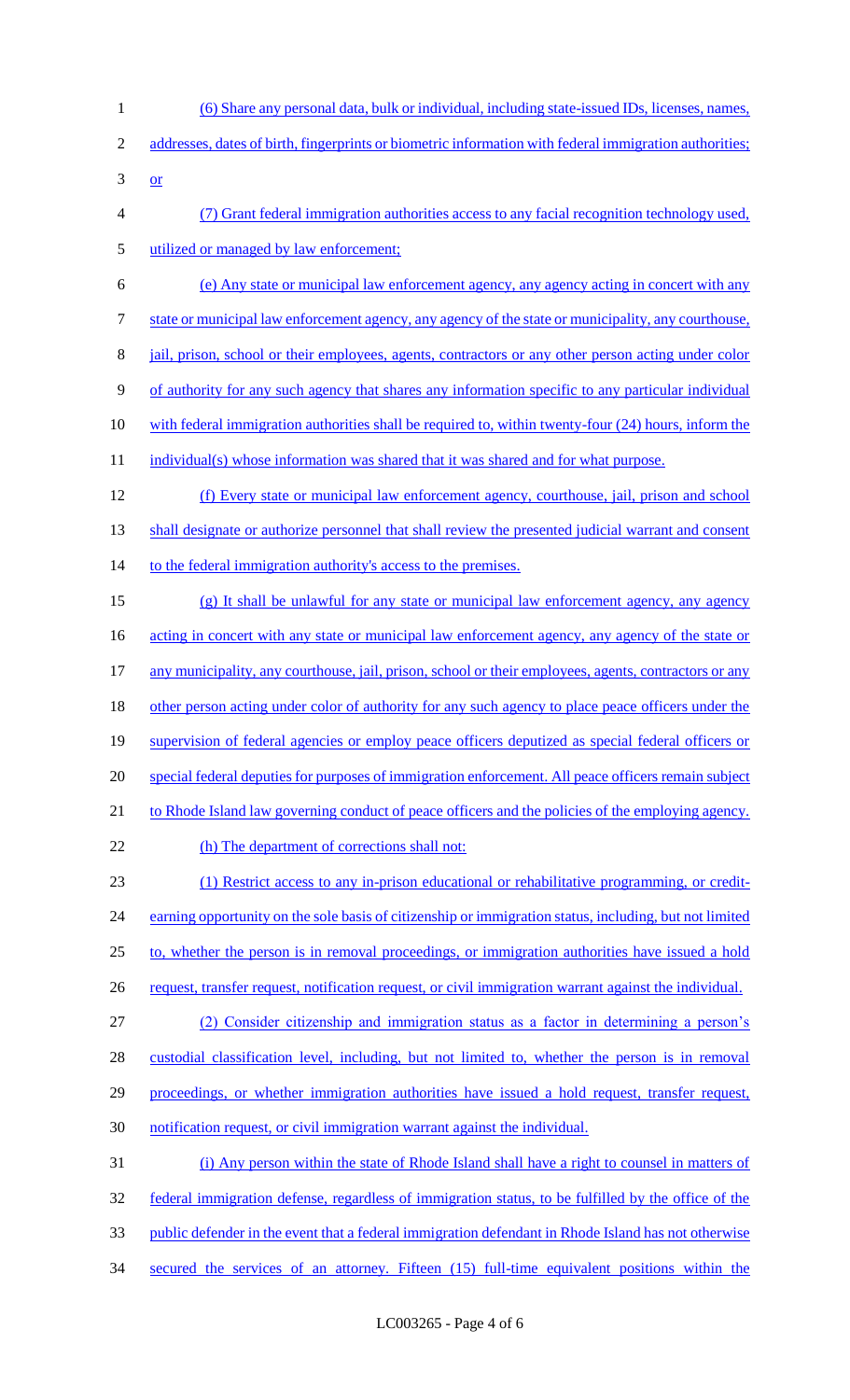(6) Share any personal data, bulk or individual, including state-issued IDs, licenses, names, addresses, dates of birth, fingerprints or biometric information with federal immigration authorities; or

(7) Grant federal immigration authorities access to any facial recognition technology used, utilized or managed by law enforcement;

(e) Any state or municipal law enforcement agency, any agency acting in concert with any state or municipal law enforcement agency, any agency of the state or municipality, any courthouse, jail, prison, school or their employees, agents, contractors or any other person acting under color of authority for any such agency that shares any information specific to any particular individual with federal immigration authorities shall be required to, within twenty-four (24) hours, inform the individual(s) whose information was shared that it was shared and for what purpose.

(f) Every state or municipal law enforcement agency, courthouse, jail, prison and school shall designate or authorize personnel that shall review the presented judicial warrant and consent to the federal immigration authority's access to the premises.

(g) It shall be unlawful for any state or municipal law enforcement agency, any agency acting in concert with any state or municipal law enforcement agency, any agency of the state or any municipality, any courthouse, jail, prison, school or their employees, agents, contractors or any other person acting under color of authority for any such agency to place peace officers under the supervision of federal agencies or employ peace officers deputized as special federal officers or special federal deputies for purposes of immigration enforcement. All peace officers remain subject to Rhode Island law governing conduct of peace officers and the policies of the employing agency.

(h) The department of corrections shall not:

(1) Restrict access to any in-prison educational or rehabilitative programming, or credit-earning opportunity on the sole basis of citizenship or immigration status, including, but not limited to, whether the person is in removal proceedings, or immigration authorities have issued a hold request, transfer request, notification request, or civil immigration warrant against the individual.

(2) Consider citizenship and immigration status as a factor in determining a person's custodial classification level, including, but not limited to, whether the person is in removal proceedings, or whether immigration authorities have issued a hold request, transfer request, notification request, or civil immigration warrant against the individual.

(i) Any person within the state of Rhode Island shall have a right to counsel in matters of federal immigration defense, regardless of immigration status, to be fulfilled by the office of the public defender in the event that a federal immigration defendant in Rhode Island has not otherwise secured the services of an attorney. Fifteen (15) full-time equivalent positions within the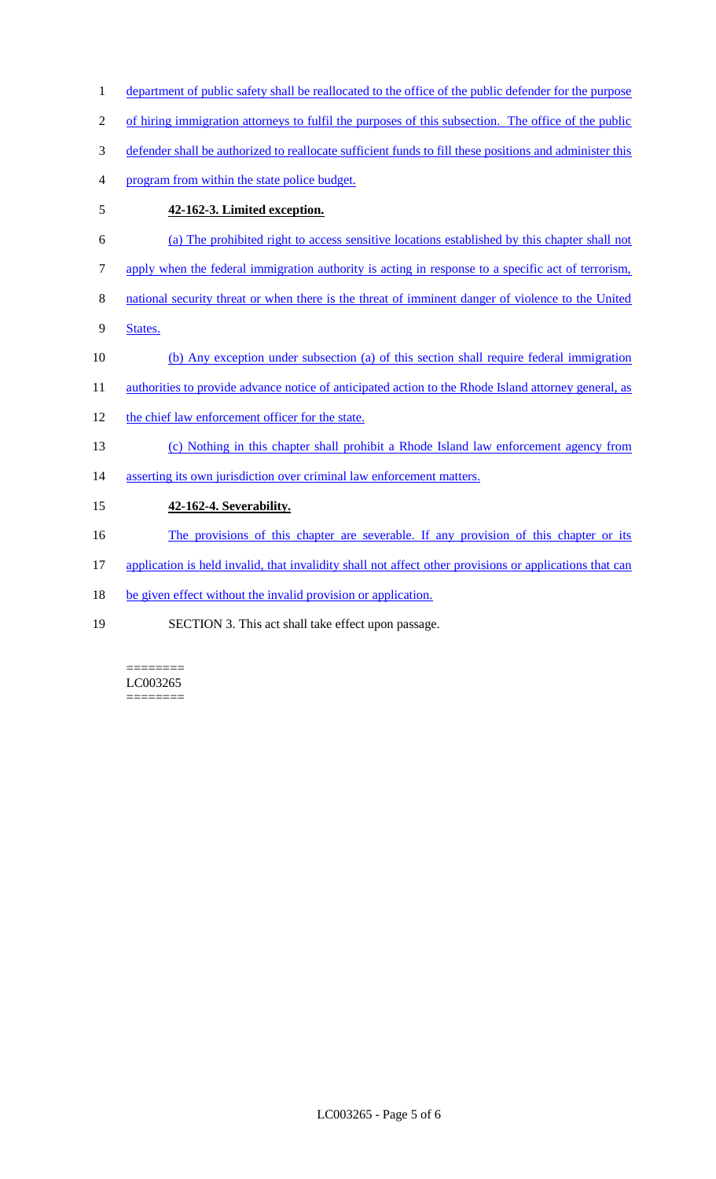department of public safety shall be reallocated to the office of the public defender for the purpose of hiring immigration attorneys to fulfil the purposes of this subsection. The office of the public defender shall be authorized to reallocate sufficient funds to fill these positions and administer this program from within the state police budget.

**42-162-3. Limited exception.**

(a) The prohibited right to access sensitive locations established by this chapter shall not apply when the federal immigration authority is acting in response to a specific act of terrorism, national security threat or when there is the threat of imminent danger of violence to the United States.

(b) Any exception under subsection (a) of this section shall require federal immigration authorities to provide advance notice of anticipated action to the Rhode Island attorney general, as the chief law enforcement officer for the state.

(c) Nothing in this chapter shall prohibit a Rhode Island law enforcement agency from asserting its own jurisdiction over criminal law enforcement matters.

**42-162-4. Severability.**

The provisions of this chapter are severable. If any provision of this chapter or its application is held invalid, that invalidity shall not affect other provisions or applications that can be given effect without the invalid provision or application.

SECTION 3. This act shall take effect upon passage.

========
LC003265
========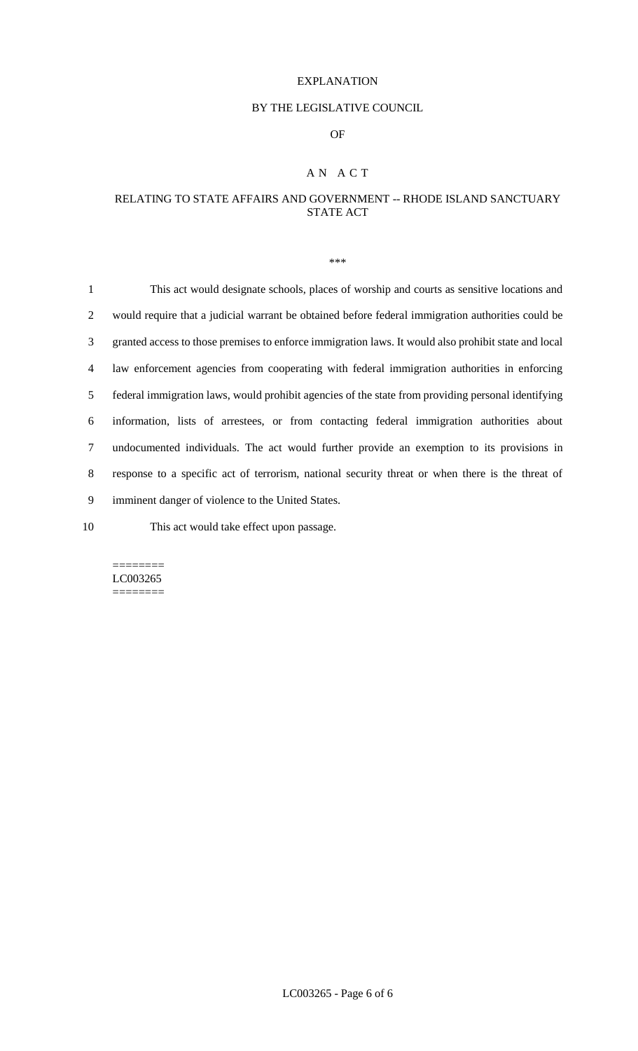EXPLANATION

BY THE LEGISLATIVE COUNCIL

OF

# A N A C T

## RELATING TO STATE AFFAIRS AND GOVERNMENT -- RHODE ISLAND SANCTUARY STATE ACT

\*\*\*

This act would designate schools, places of worship and courts as sensitive locations and would require that a judicial warrant be obtained before federal immigration authorities could be granted access to those premises to enforce immigration laws. It would also prohibit state and local law enforcement agencies from cooperating with federal immigration authorities in enforcing federal immigration laws, would prohibit agencies of the state from providing personal identifying information, lists of arrestees, or from contacting federal immigration authorities about undocumented individuals. The act would further provide an exemption to its provisions in response to a specific act of terrorism, national security threat or when there is the threat of imminent danger of violence to the United States.

This act would take effect upon passage.

========
LC003265
========